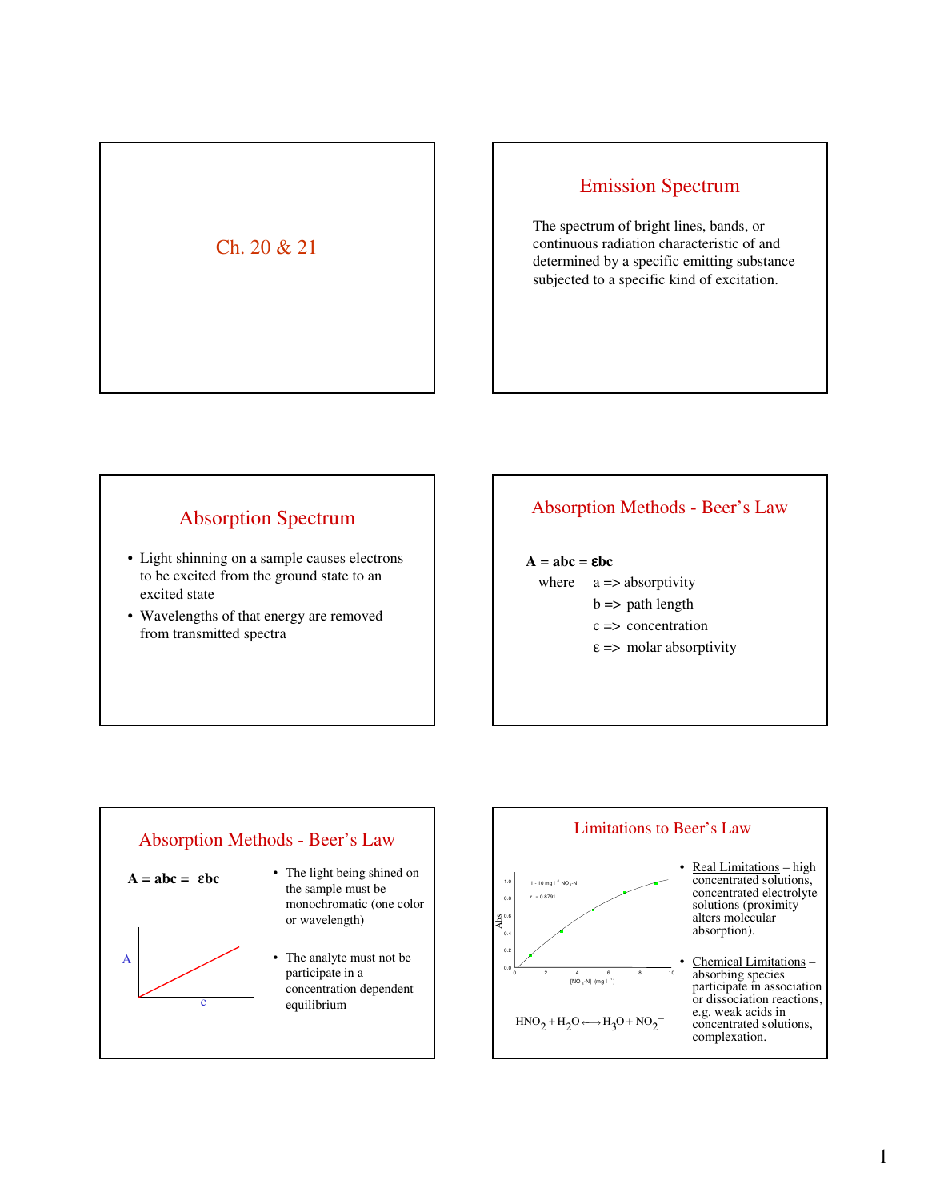# Ch. 20 & 21

## Emission Spectrum

The spectrum of bright lines, bands, or continuous radiation characteristic of and determined by a specific emitting substance subjected to a specific kind of excitation.

## Absorption Spectrum

- Light shinning on a sample causes electrons to be excited from the ground state to an excited state
- Wavelengths of that energy are removed from transmitted spectra

## Absorption Methods - Beer's Law

**$A = abc = \varepsilon bc$**

where
- a => absorptivity
- b => path length
- c => concentration
- $\varepsilon$ => molar absorptivity

## Absorption Methods - Beer's Law

**$A = abc = \varepsilon bc$**

A

c

- The light being shined on the sample must be monochromatic (one color or wavelength)
- The analyte must not be participate in a concentration dependent equilibrium

## Limitations to Beer's Law

1 - 10 mg l$^{-1}$ $NO_3$-N

r = 0.8791

Abs

[$NO_3$-N] (mg l$^{-1}$)

$$HNO_2 + H_2O \longleftrightarrow H_3O + NO_2^-$$

- Real Limitations – high concentrated solutions, concentrated electrolyte solutions (proximity alters molecular absorption).
- Chemical Limitations – absorbing species participate in association or dissociation reactions, e.g. weak acids in concentrated solutions, complexation.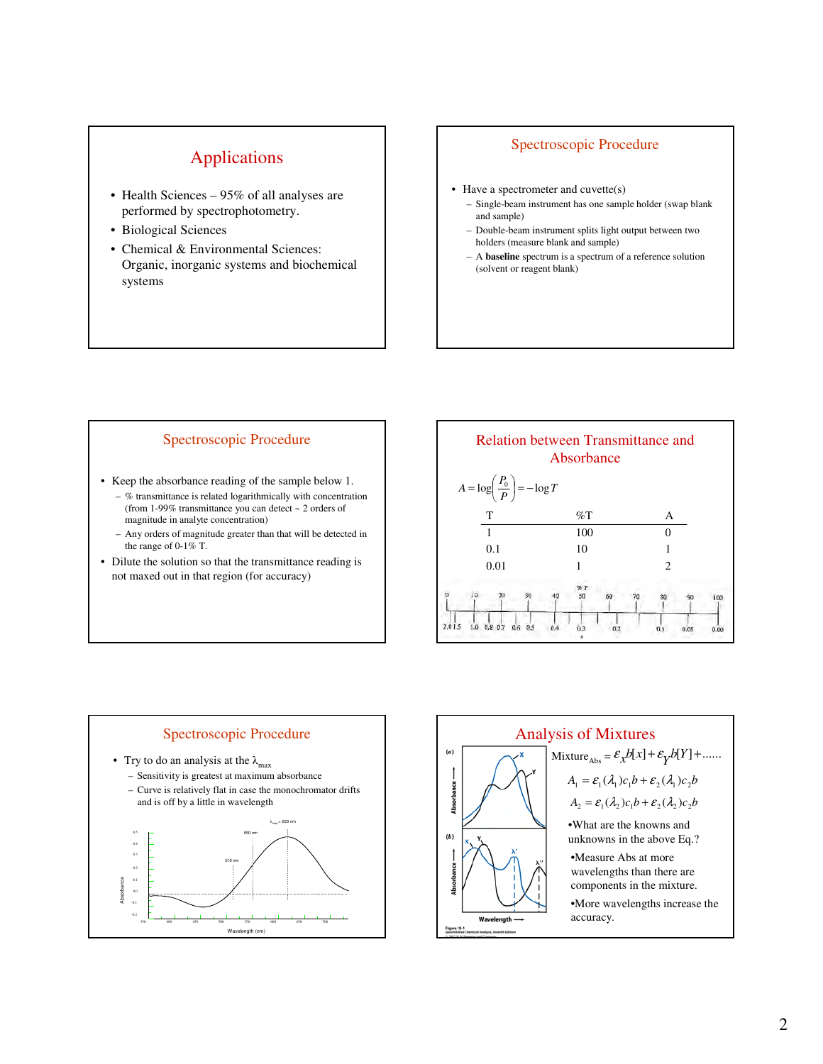## Applications

- Health Sciences – 95% of all analyses are performed by spectrophotometry.
- Biological Sciences
- Chemical & Environmental Sciences: Organic, inorganic systems and biochemical systems

## Spectroscopic Procedure

- Have a spectrometer and cuvette(s)
  - Single-beam instrument has one sample holder (swap blank and sample)
  - Double-beam instrument splits light output between two holders (measure blank and sample)
  - A **baseline** spectrum is a spectrum of a reference solution (solvent or reagent blank)

## Spectroscopic Procedure

- Keep the absorbance reading of the sample below 1.
  - % transmittance is related logarithmically with concentration (from 1-99% transmittance you can detect ~ 2 orders of magnitude in analyte concentration)
  - Any orders of magnitude greater than that will be detected in the range of 0-1% T.
- Dilute the solution so that the transmittance reading is not maxed out in that region (for accuracy)

## Relation between Transmittance and Absorbance

$$A = \log\left(\frac{P_0}{P}\right) = -\log T$$

| T | %T | A |
|---|---|---|
| 1 | 100 | 0 |
| 0.1 | 10 | 1 |
| 0.01 | 1 | 2 |

## Spectroscopic Procedure

- Try to do an analysis at the $\lambda_{max}$
  - Sensitivity is greatest at maximum absorbance
  - Curve is relatively flat in case the monochromator drifts and is off by a little in wavelength

## Analysis of Mixtures

$$\text{Mixture}_{\text{Abs}} = \varepsilon_X b[x] + \varepsilon_Y b[Y] + \ldots\ldots$$

$$A_1 = \varepsilon_1(\lambda_1)c_1 b + \varepsilon_2(\lambda_1)c_2 b$$

$$A_2 = \varepsilon_1(\lambda_2)c_1 b + \varepsilon_2(\lambda_2)c_2 b$$

- What are the knowns and unknowns in the above Eq.?
- Measure Abs at more wavelengths than there are components in the mixture.
- More wavelengths increase the accuracy.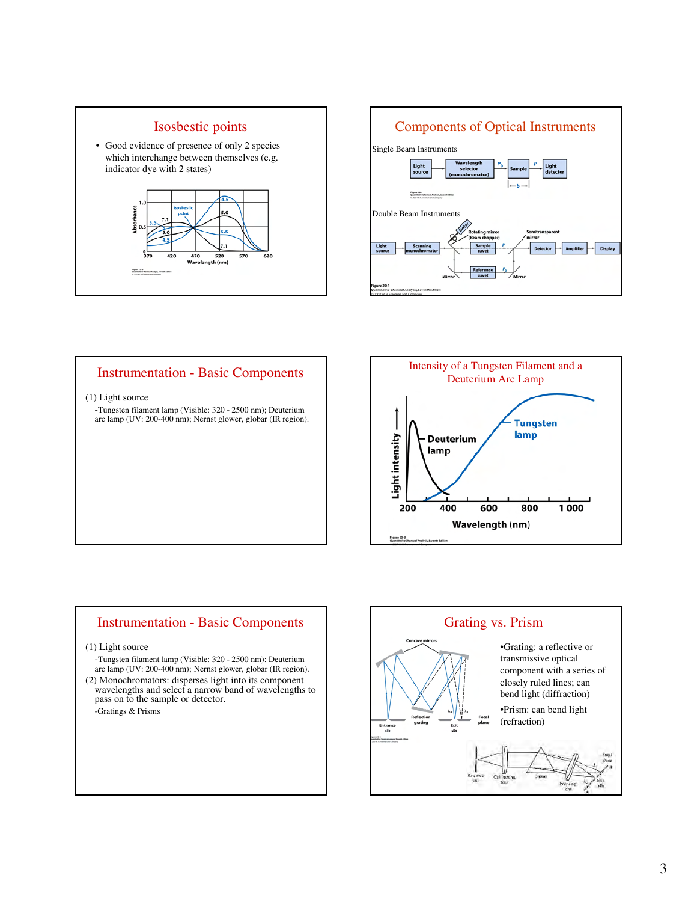## Isosbestic points

- Good evidence of presence of only 2 species which interchange between themselves (e.g. indicator dye with 2 states)

## Components of Optical Instruments

Single Beam Instruments

Double Beam Instruments

## Instrumentation - Basic Components

(1) Light source

-Tungsten filament lamp (Visible: 320 - 2500 nm); Deuterium arc lamp (UV: 200-400 nm); Nernst glower, globar (IR region).

## Intensity of a Tungsten Filament and a Deuterium Arc Lamp

## Instrumentation - Basic Components

(1) Light source

-Tungsten filament lamp (Visible: 320 - 2500 nm); Deuterium arc lamp (UV: 200-400 nm); Nernst glower, globar (IR region).

(2) Monochromators: disperses light into its component wavelengths and select a narrow band of wavelengths to pass on to the sample or detector.

-Gratings & Prisms

## Grating vs. Prism

- Grating: a reflective or transmissive optical component with a series of closely ruled lines; can bend light (diffraction)
- Prism: can bend light (refraction)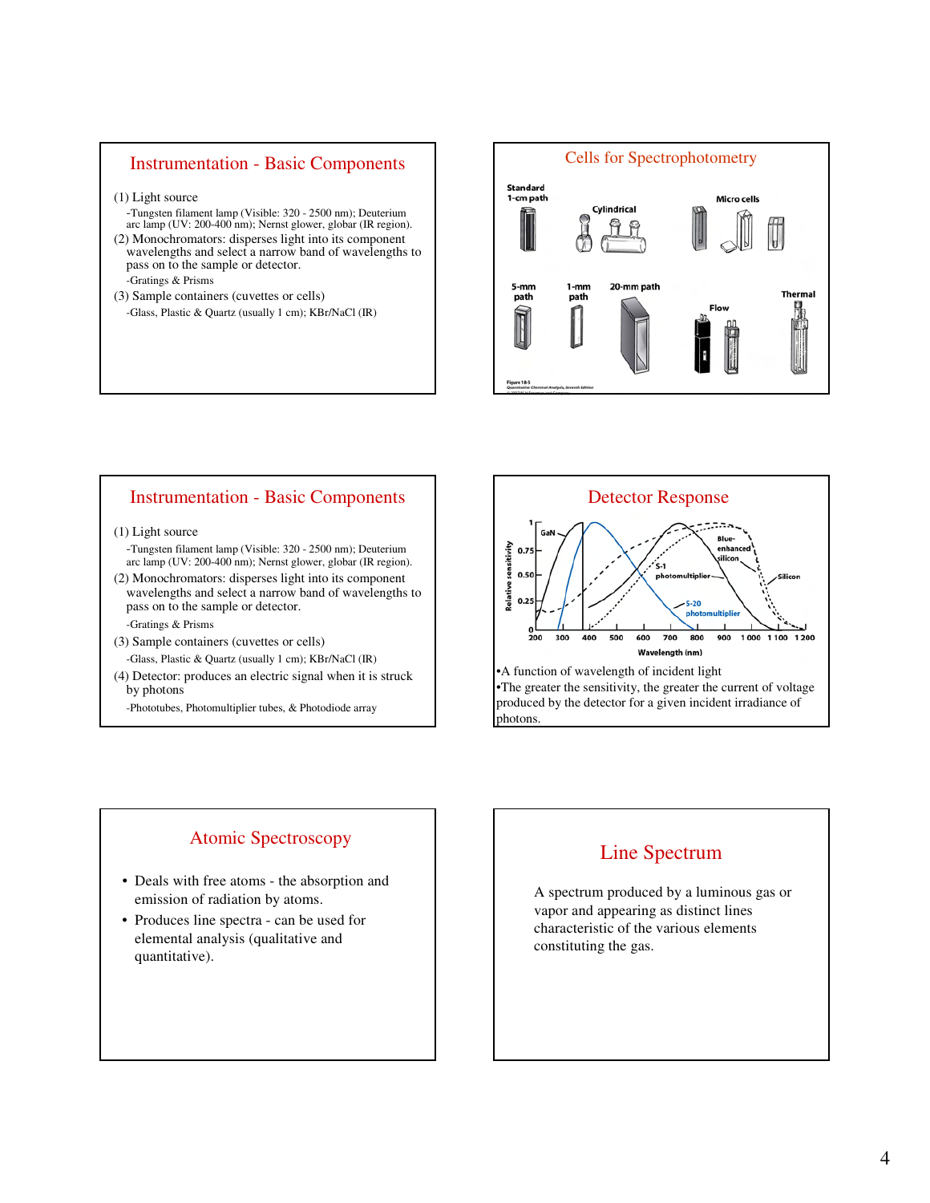## Instrumentation - Basic Components

(1) Light source

-Tungsten filament lamp (Visible: 320 - 2500 nm); Deuterium arc lamp (UV: 200-400 nm); Nernst glower, globar (IR region).

(2) Monochromators: disperses light into its component wavelengths and select a narrow band of wavelengths to pass on to the sample or detector.

-Gratings & Prisms

(3) Sample containers (cuvettes or cells)

-Glass, Plastic & Quartz (usually 1 cm); KBr/NaCl (IR)

## Cells for Spectrophotometry

Standard 1-cm path

Cylindrical

Micro cells

5-mm path

1-mm path

20-mm path

Flow

Thermal

## Instrumentation - Basic Components

(1) Light source

-Tungsten filament lamp (Visible: 320 - 2500 nm); Deuterium arc lamp (UV: 200-400 nm); Nernst glower, globar (IR region).

(2) Monochromators: disperses light into its component wavelengths and select a narrow band of wavelengths to pass on to the sample or detector.

-Gratings & Prisms

(3) Sample containers (cuvettes or cells)

-Glass, Plastic & Quartz (usually 1 cm); KBr/NaCl (IR)

(4) Detector: produces an electric signal when it is struck by photons

-Phototubes, Photomultiplier tubes, & Photodiode array

## Detector Response

- A function of wavelength of incident light
- The greater the sensitivity, the greater the current of voltage produced by the detector for a given incident irradiance of photons.

## Atomic Spectroscopy

- Deals with free atoms - the absorption and emission of radiation by atoms.
- Produces line spectra - can be used for elemental analysis (qualitative and quantitative).

## Line Spectrum

A spectrum produced by a luminous gas or vapor and appearing as distinct lines characteristic of the various elements constituting the gas.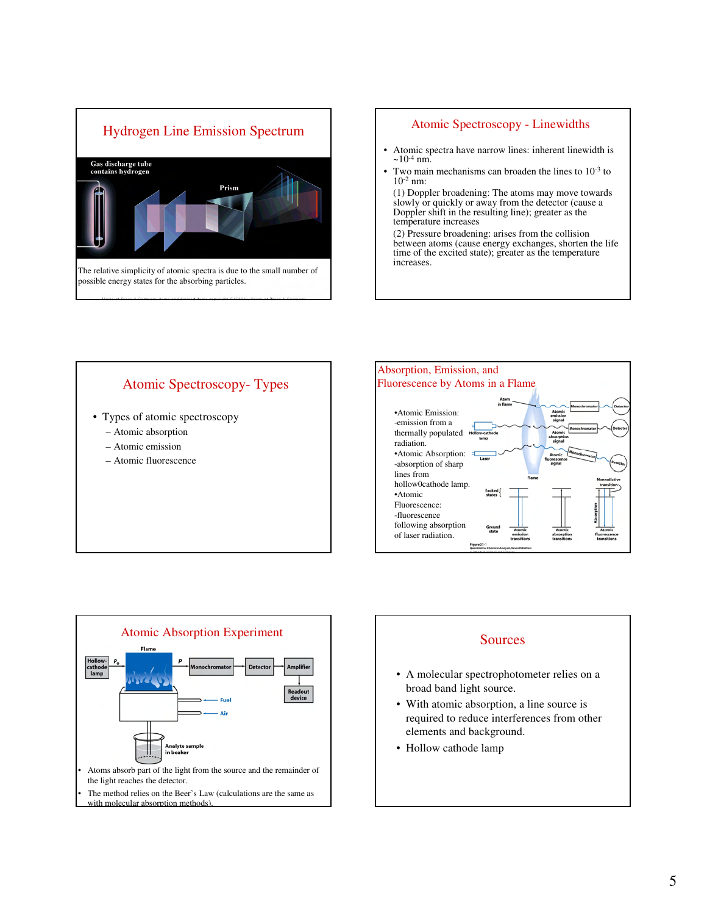## Hydrogen Line Emission Spectrum

Gas discharge tube contains hydrogen

Prism

The relative simplicity of atomic spectra is due to the small number of possible energy states for the absorbing particles.

## Atomic Spectroscopy - Linewidths

- Atomic spectra have narrow lines: inherent linewidth is ~$10^{-4}$ nm.
- Two main mechanisms can broaden the lines to $10^{-3}$ to $10^{-2}$ nm:

  (1) Doppler broadening: The atoms may move towards slowly or quickly or away from the detector (cause a Doppler shift in the resulting line); greater as the temperature increases

  (2) Pressure broadening: arises from the collision between atoms (cause energy exchanges, shorten the life time of the excited state); greater as the temperature increases.

## Atomic Spectroscopy- Types

- Types of atomic spectroscopy
  - Atomic absorption
  - Atomic emission
  - Atomic fluorescence

## Absorption, Emission, and Fluorescence by Atoms in a Flame

- Atomic Emission: -emission from a thermally populated radiation.
- Atomic Absorption: -absorption of sharp lines from hollow0cathode lamp.
- Atomic Fluorescence: -fluorescence following absorption of laser radiation.

Atom in flame, Monochromator, Detector, Atomic emission signal, Hollow-cathode lamp, Atomic absorption signal, Laser, Atomic fluorescence signal, Flame, Excited states, Ground state, Atomic emission transitions, Atomic absorption transitions, Absorption, Nonradiative transition, Atomic fluorescence transitions

Figure 21-1

## Atomic Absorption Experiment

Hollow-cathode lamp, $P_0$, Flame, $P$, Monochromator, Detector, Amplifier, Readout device, Fuel, Air, Analyte sample in beaker

- Atoms absorb part of the light from the source and the remainder of the light reaches the detector.
- The method relies on the Beer's Law (calculations are the same as with molecular absorption methods).

## Sources

- A molecular spectrophotometer relies on a broad band light source.
- With atomic absorption, a line source is required to reduce interferences from other elements and background.
- Hollow cathode lamp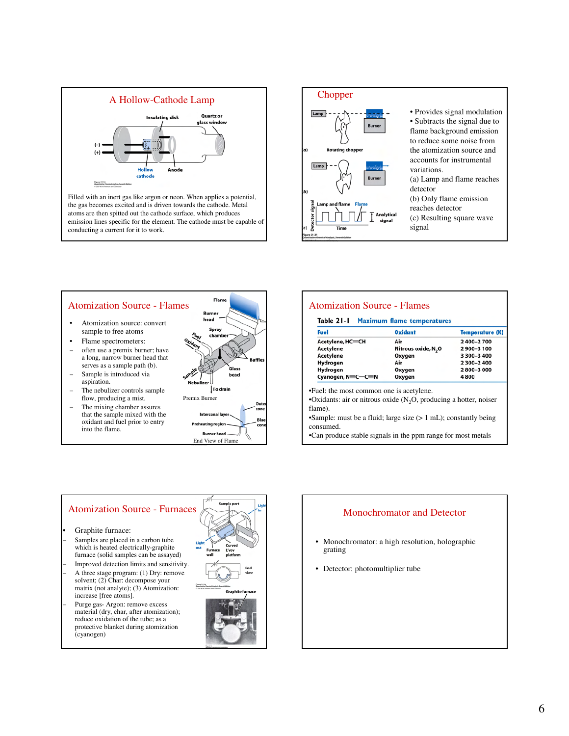## A Hollow-Cathode Lamp

Insulating disk — Quartz or glass window — (−) — (+) — Hollow cathode — Anode

Filled with an inert gas like argon or neon. When applies a potential, the gas becomes excited and is driven towards the cathode. Metal atoms are then spitted out the cathode surface, which produces emission lines specific for the element. The cathode must be capable of conducting a current for it to work.

## Chopper

- Provides signal modulation
- Subtracts the signal due to flame background emission to reduce some noise from the atomization source and accounts for instrumental variations.

(a) Lamp and flame reaches detector

(b) Only flame emission reaches detector

(c) Resulting square wave signal

## Atomization Source - Flames

- Atomization source: convert sample to free atoms
- Flame spectrometers:
  - often use a premix burner; have a long, narrow burner head that serves as a sample path (b).
  - Sample is introduced via aspiration.
  - The nebulizer controls sample flow, producing a mist.
  - The mixing chamber assures that the sample mixed with the oxidant and fuel prior to entry into the flame.

Premix Burner

End View of Flame

## Atomization Source - Flames

**Table 21-1 Maximum flame temperatures**

| Fuel | Oxidant | Temperature (K) |
|---|---|---|
| Acetylene, HC≡CH | Air | 2 400–2 700 |
| Acetylene | Nitrous oxide, $N_2O$ | 2 900–3 100 |
| Acetylene | Oxygen | 3 300–3 400 |
| Hydrogen | Air | 2 300–2 400 |
| Hydrogen | Oxygen | 2 800–3 000 |
| Cyanogen, N≡C—C≡N | Oxygen | 4 800 |

- Fuel: the most common one is acetylene.
- Oxidants: air or nitrous oxide ($N_2O$, producing a hotter, noiser flame).
- Sample: must be a fluid; large size (> 1 mL); constantly being consumed.
- Can produce stable signals in the ppm range for most metals

## Atomization Source - Furnaces

- Graphite furnace:
  - Samples are placed in a carbon tube which is heated electrically-graphite furnace (solid samples can be assayed)
  - Improved detection limits and sensitivity.
  - A three stage program: (1) Dry: remove solvent; (2) Char: decompose your matrix (not analyte); (3) Atomization: increase [free atoms].
  - Purge gas- Argon: remove excess material (dry, char, after atomization); reduce oxidation of the tube; as a protective blanket during atomization (cyanogen)

## Monochromator and Detector

- Monochromator: a high resolution, holographic grating
- Detector: photomultiplier tube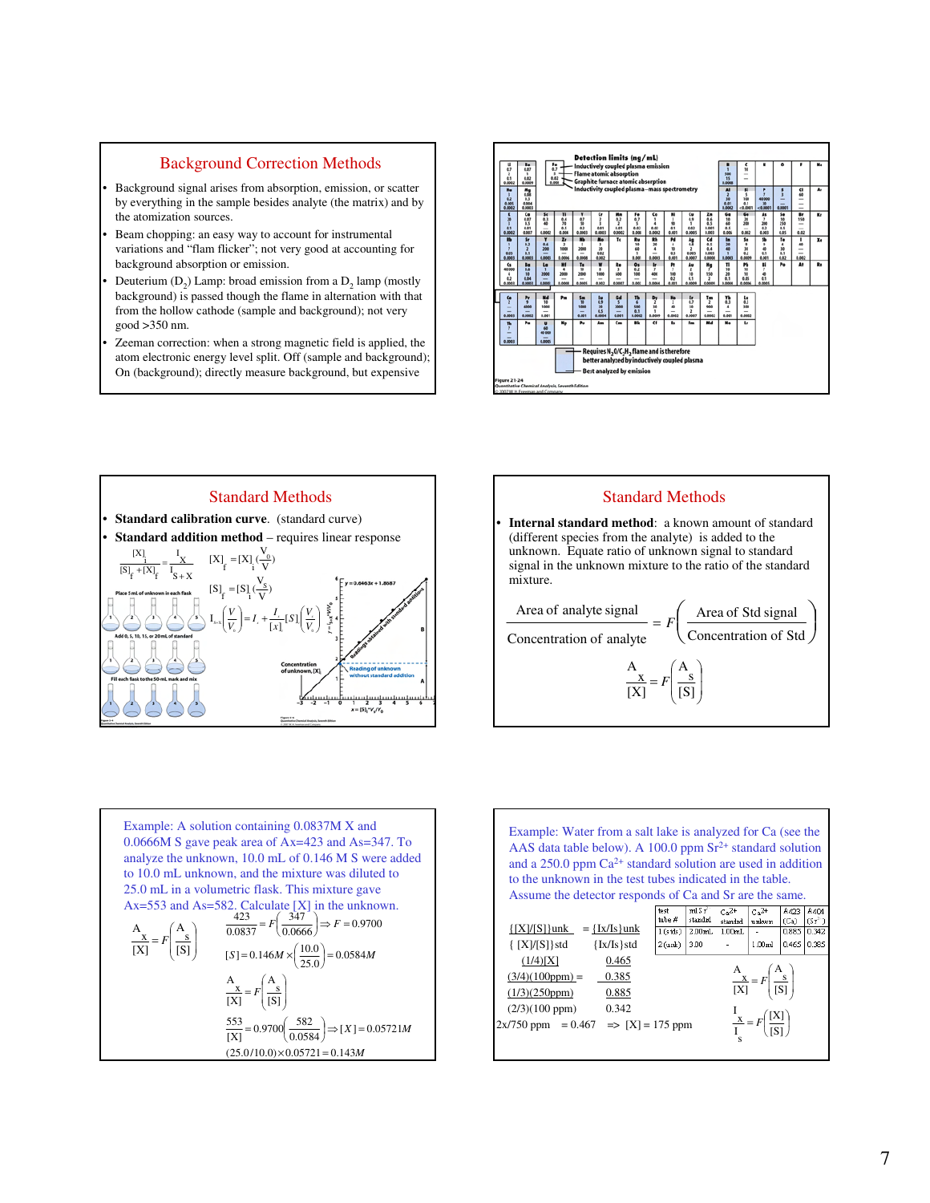## Background Correction Methods

- Background signal arises from absorption, emission, or scatter by everything in the sample besides analyte (the matrix) and by the atomization sources.
- Beam chopping: an easy way to account for instrumental variations and "flam flicker"; not very good at accounting for background absorption or emission.
- Deuterium ($D_2$) Lamp: broad emission from a $D_2$ lamp (mostly background) is passed though the flame in alternation with that from the hollow cathode (sample and background); not very good >350 nm.
- Zeeman correction: when a strong magnetic field is applied, the atom electronic energy level split. Off (sample and background); On (background); directly measure background, but expensive

**Detection limits (ng/mL)**

- Inductively coupled plasma emission
- Flame atomic absorption
- Graphite furnace atomic absorption
- Inductively coupled plasma–mass spectrometry

Requires $N_2O/C_2H_2$ flame and is therefore better analyzed by inductively coupled plasma

Best analyzed by emission

Figure 21-24
Quantitative Chemical Analysis, Seventh Edition
© 2007 W. H. Freeman and Company

## Standard Methods

- **Standard calibration curve**. (standard curve)
- **Standard addition method** – requires linear response

$$\frac{[X]_i}{[S]_f + [X]_f} = \frac{I_X}{I_{S+X}}$$

$$[X]_f = [X]_i \left(\frac{V_0}{V}\right)$$

$$[S]_f = [S]_i \left(\frac{V_s}{V}\right)$$

$$I_{S+X}\left(\frac{V}{V_0}\right) = I_x + \frac{I_x}{[X]_i}[S]_i\left(\frac{V_s}{V_0}\right)$$

Place 5 mL of unknown in each flask

Add 0, 5, 10, 15, or 20 mL of standard

Fill each flask to the 50-mL mark and mix

$y = 0.6463x + 1.8687$

Readings obtained with standard additions

Concentration of unknown, $[X]_i$

Reading of unknown without standard addition

$x = [S]_i \cdot V_s / V_0$

## Standard Methods

- **Internal standard method**: a known amount of standard (different species from the analyte) is added to the unknown. Equate ratio of unknown signal to standard signal in the unknown mixture to the ratio of the standard mixture.

$$\frac{\text{Area of analyte signal}}{\text{Concentration of analyte}} = F\left(\frac{\text{Area of Std signal}}{\text{Concentration of Std}}\right)$$

$$\frac{A_x}{[X]} = F\left(\frac{A_s}{[S]}\right)$$

Example: A solution containing 0.0837M X and 0.0666M S gave peak area of Ax=423 and As=347. To analyze the unknown, 10.0 mL of 0.146 M S were added to 10.0 mL unknown, and the mixture was diluted to 25.0 mL in a volumetric flask. This mixture gave Ax=553 and As=582. Calculate [X] in the unknown.

$$\frac{A_x}{[X]} = F\left(\frac{A_s}{[S]}\right)$$

$$\frac{423}{0.0837} = F\left(\frac{347}{0.0666}\right) \Rightarrow F = 0.9700$$

$$[S] = 0.146M \times \left(\frac{10.0}{25.0}\right) = 0.0584M$$

$$\frac{A_x}{[X]} = F\left(\frac{A_s}{[S]}\right)$$

$$\frac{553}{[X]} = 0.9700\left(\frac{582}{0.0584}\right) \Rightarrow [X] = 0.05721M$$

$$(25.0/10.0) \times 0.05721 = 0.143M$$

Example: Water from a salt lake is analyzed for Ca (see the AAS data table below). A 100.0 ppm $Sr^{2+}$ standard solution and a 250.0 ppm $Ca^{2+}$ standard solution are used in addition to the unknown in the test tubes indicated in the table. Assume the detector responds of Ca and Sr are the same.

| test tube # | mL $Sr^{2+}$ standard | $Ca^{2+}$ standard | $Ca^{2+}$ unknown | A423 (Ca) | A404 ($Sr^{2+}$) |
|---|---|---|---|---|---|
| 1 (stds) | 2.00 mL | 1.00 mL | - | 0.885 | 0.342 |
| 2 (unk) | 3.00 | - | 1.00 mL | 0.465 | 0.385 |

{[X]/[S]}unk = {Ix/Is}unk
{ [X]/[S]}std   {Ix/Is}std

(1/4)[X] = 0.465
(3/4)(100ppm) = 0.385

(1/3)(250ppm) = 0.885
(2/3)(100 ppm) = 0.342

2x/750 ppm = 0.467 => [X] = 175 ppm

$$\frac{A_x}{[X]} = F\left(\frac{A_s}{[S]}\right)$$

$$\frac{I_x}{I_s} = F\left(\frac{[X]}{[S]}\right)$$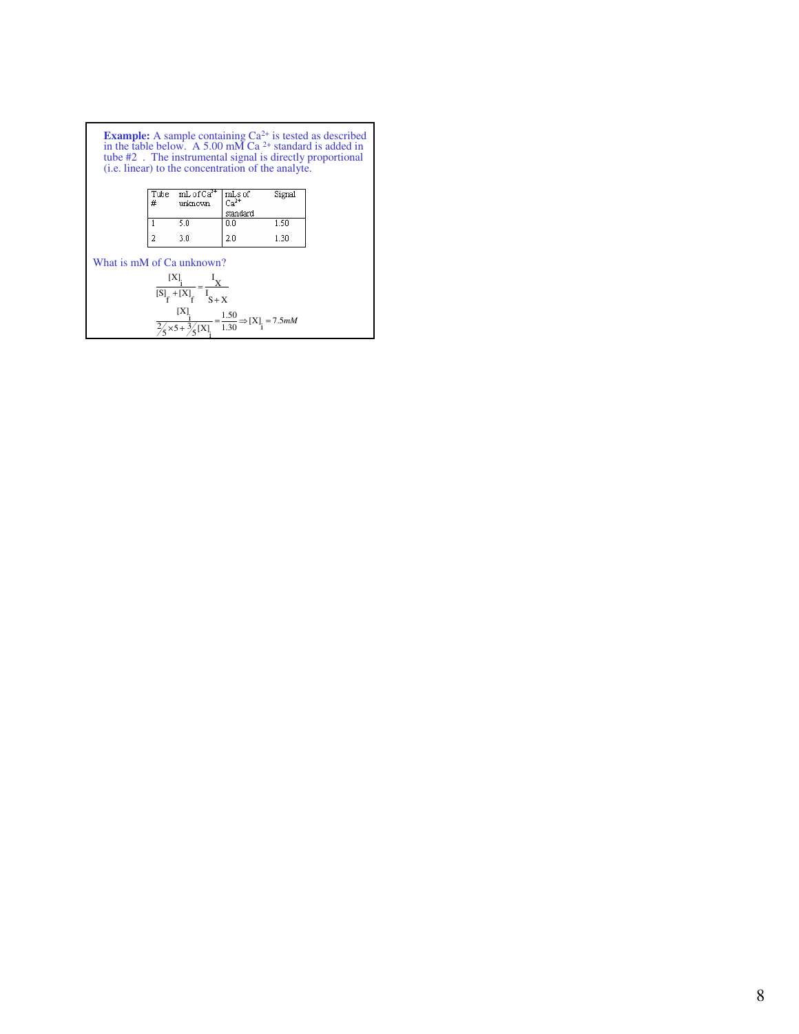**Example:** A sample containing $Ca^{2+}$ is tested as described in the table below. A 5.00 mM $Ca^{2+}$ standard is added in tube #2 . The instrumental signal is directly proportional (i.e. linear) to the concentration of the analyte.

| Tube # | mL of $Ca^{2+}$ unknown | mLs of $Ca^{2+}$ standard | Signal |
|---|---|---|---|
| 1 | 5.0 | 0.0 | 1.50 |
| 2 | 3.0 | 2.0 | 1.30 |

What is mM of Ca unknown?

$$\frac{[X]_i}{[S]_f + [X]_f} = \frac{I_X}{I_{S+X}}$$

$$\frac{[X]_i}{\frac{2}{5} \times 5 + \frac{3}{5}[X]_i} = \frac{1.50}{1.30} \Rightarrow [X]_i = 7.5mM$$